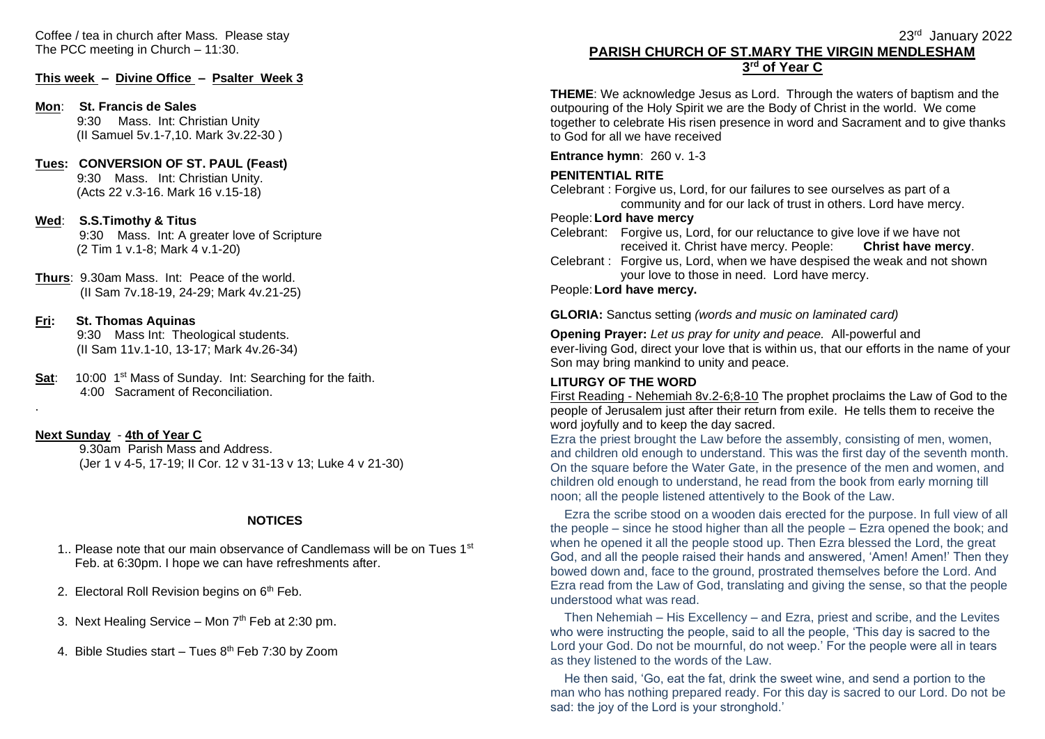Coffee / tea in church after Mass. Please stay
The PCC meeting in Church – 11:30.

**This week – Divine Office – Psalter Week 3**

**Mon**: **St. Francis de Sales**
9:30 Mass. Int: Christian Unity
(II Samuel 5v.1-7,10. Mark 3v.22-30 )

**Tues: CONVERSION OF ST. PAUL (Feast)**
9:30 Mass. Int: Christian Unity.
(Acts 22 v.3-16. Mark 16 v.15-18)

**Wed**: **S.S.Timothy & Titus**
9:30 Mass. Int: A greater love of Scripture
(2 Tim 1 v.1-8; Mark 4 v.1-20)

**Thurs**: 9.30am Mass. Int: Peace of the world.
(II Sam 7v.18-19, 24-29; Mark 4v.21-25)

**Fri: St. Thomas Aquinas**
9:30 Mass Int: Theological students.
(II Sam 11v.1-10, 13-17; Mark 4v.26-34)

**Sat**: 10:00 1st Mass of Sunday. Int: Searching for the faith.
4:00 Sacrament of Reconciliation.

.

**Next Sunday** - **4th of Year C**
9.30am Parish Mass and Address.
(Jer 1 v 4-5, 17-19; II Cor. 12 v 31-13 v 13; Luke 4 v 21-30)

## NOTICES

1.. Please note that our main observance of Candlemass will be on Tues 1st Feb. at 6:30pm. I hope we can have refreshments after.
2. Electoral Roll Revision begins on 6th Feb.
3. Next Healing Service – Mon 7th Feb at 2:30 pm.
4. Bible Studies start – Tues 8th Feb 7:30 by Zoom

23rd January 2022

# PARISH CHURCH OF ST.MARY THE VIRGIN MENDLESHAM

## 3rd of Year C

**THEME**: We acknowledge Jesus as Lord. Through the waters of baptism and the outpouring of the Holy Spirit we are the Body of Christ in the world. We come together to celebrate His risen presence in word and Sacrament and to give thanks to God for all we have received

**Entrance hymn**: 260 v. 1-3

**PENITENTIAL RITE**

Celebrant : Forgive us, Lord, for our failures to see ourselves as part of a community and for our lack of trust in others. Lord have mercy.
People: **Lord have mercy**
Celebrant: Forgive us, Lord, for our reluctance to give love if we have not received it. Christ have mercy. People: **Christ have mercy**.
Celebrant : Forgive us, Lord, when we have despised the weak and not shown your love to those in need. Lord have mercy.
People: **Lord have mercy.**

**GLORIA:** Sanctus setting *(words and music on laminated card)*

**Opening Prayer:** *Let us pray for unity and peace.* All-powerful and ever-living God, direct your love that is within us, that our efforts in the name of your Son may bring mankind to unity and peace.

**LITURGY OF THE WORD**

First Reading - Nehemiah 8v.2-6;8-10 The prophet proclaims the Law of God to the people of Jerusalem just after their return from exile. He tells them to receive the word joyfully and to keep the day sacred.

Ezra the priest brought the Law before the assembly, consisting of men, women, and children old enough to understand. This was the first day of the seventh month. On the square before the Water Gate, in the presence of the men and women, and children old enough to understand, he read from the book from early morning till noon; all the people listened attentively to the Book of the Law.

Ezra the scribe stood on a wooden dais erected for the purpose. In full view of all the people – since he stood higher than all the people – Ezra opened the book; and when he opened it all the people stood up. Then Ezra blessed the Lord, the great God, and all the people raised their hands and answered, 'Amen! Amen!' Then they bowed down and, face to the ground, prostrated themselves before the Lord. And Ezra read from the Law of God, translating and giving the sense, so that the people understood what was read.

Then Nehemiah – His Excellency – and Ezra, priest and scribe, and the Levites who were instructing the people, said to all the people, 'This day is sacred to the Lord your God. Do not be mournful, do not weep.' For the people were all in tears as they listened to the words of the Law.

He then said, 'Go, eat the fat, drink the sweet wine, and send a portion to the man who has nothing prepared ready. For this day is sacred to our Lord. Do not be sad: the joy of the Lord is your stronghold.'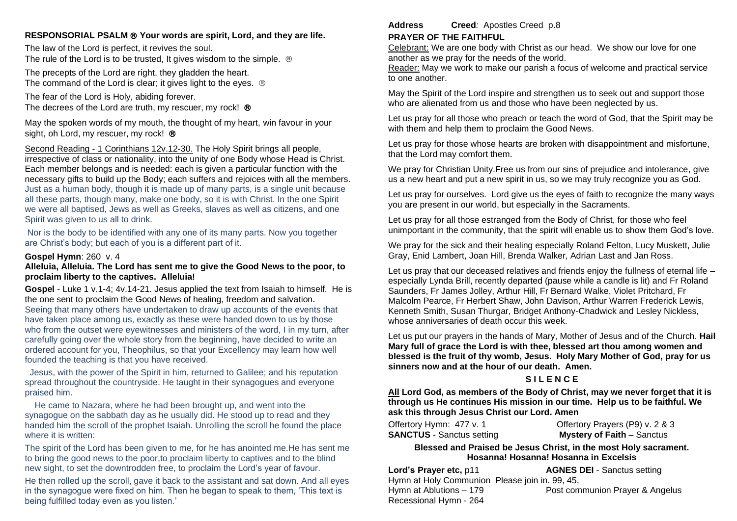**RESPONSORIAL PSALM ® Your words are spirit, Lord, and they are life.**

The law of the Lord is perfect, it revives the soul.
The rule of the Lord is to be trusted, It gives wisdom to the simple. ®

The precepts of the Lord are right, they gladden the heart.
The command of the Lord is clear; it gives light to the eyes. ®

The fear of the Lord is Holy, abiding forever.
The decrees of the Lord are truth, my rescuer, my rock! ®

May the spoken words of my mouth, the thought of my heart, win favour in your sight, oh Lord, my rescuer, my rock! ®

Second Reading - 1 Corinthians 12v.12-30. The Holy Spirit brings all people, irrespective of class or nationality, into the unity of one Body whose Head is Christ. Each member belongs and is needed: each is given a particular function with the necessary gifts to build up the Body; each suffers and rejoices with all the members.
Just as a human body, though it is made up of many parts, is a single unit because all these parts, though many, make one body, so it is with Christ. In the one Spirit we were all baptised, Jews as well as Greeks, slaves as well as citizens, and one Spirit was given to us all to drink.

Nor is the body to be identified with any one of its many parts. Now you together are Christ's body; but each of you is a different part of it.

**Gospel Hymn**: 260 v. 4
**Alleluia, Alleluia. The Lord has sent me to give the Good News to the poor, to proclaim liberty to the captives. Alleluia!**

**Gospel** - Luke 1 v.1-4; 4v.14-21. Jesus applied the text from Isaiah to himself. He is the one sent to proclaim the Good News of healing, freedom and salvation.
Seeing that many others have undertaken to draw up accounts of the events that have taken place among us, exactly as these were handed down to us by those who from the outset were eyewitnesses and ministers of the word, I in my turn, after carefully going over the whole story from the beginning, have decided to write an ordered account for you, Theophilus, so that your Excellency may learn how well founded the teaching is that you have received.

Jesus, with the power of the Spirit in him, returned to Galilee; and his reputation spread throughout the countryside. He taught in their synagogues and everyone praised him.

He came to Nazara, where he had been brought up, and went into the synagogue on the sabbath day as he usually did. He stood up to read and they handed him the scroll of the prophet Isaiah. Unrolling the scroll he found the place where it is written:

The spirit of the Lord has been given to me, for he has anointed me.He has sent me to bring the good news to the poor,to proclaim liberty to captives and to the blind new sight, to set the downtrodden free, to proclaim the Lord's year of favour.

He then rolled up the scroll, gave it back to the assistant and sat down. And all eyes in the synagogue were fixed on him. Then he began to speak to them, 'This text is being fulfilled today even as you listen.'

**Address** **Creed***:* Apostles Creed p.8

**PRAYER OF THE FAITHFUL**

Celebrant: We are one body with Christ as our head. We show our love for one another as we pray for the needs of the world.
Reader: May we work to make our parish a focus of welcome and practical service to one another.

May the Spirit of the Lord inspire and strengthen us to seek out and support those who are alienated from us and those who have been neglected by us.

Let us pray for all those who preach or teach the word of God, that the Spirit may be with them and help them to proclaim the Good News.

Let us pray for those whose hearts are broken with disappointment and misfortune, that the Lord may comfort them.

We pray for Christian Unity.Free us from our sins of prejudice and intolerance, give us a new heart and put a new spirit in us, so we may truly recognize you as God.

Let us pray for ourselves. Lord give us the eyes of faith to recognize the many ways you are present in our world, but especially in the Sacraments.

Let us pray for all those estranged from the Body of Christ, for those who feel unimportant in the community, that the spirit will enable us to show them God's love.

We pray for the sick and their healing especially Roland Felton, Lucy Muskett, Julie Gray, Enid Lambert, Joan Hill, Brenda Walker, Adrian Last and Jan Ross.

Let us pray that our deceased relatives and friends enjoy the fullness of eternal life – especially Lynda Brill, recently departed (pause while a candle is lit) and Fr Roland Saunders, Fr James Jolley, Arthur Hill, Fr Bernard Walke, Violet Pritchard, Fr Malcolm Pearce, Fr Herbert Shaw, John Davison, Arthur Warren Frederick Lewis, Kenneth Smith, Susan Thurgar, Bridget Anthony-Chadwick and Lesley Nickless, whose anniversaries of death occur this week.

Let us put our prayers in the hands of Mary, Mother of Jesus and of the Church. **Hail Mary full of grace the Lord is with thee, blessed art thou among women and blessed is the fruit of thy womb, Jesus. Holy Mary Mother of God, pray for us sinners now and at the hour of our death. Amen.**

**S I L E N C E**

**All Lord God, as members of the Body of Christ, may we never forget that it is through us He continues His mission in our time. Help us to be faithful. We ask this through Jesus Christ our Lord. Amen**

Offertory Hymn: 477 v. 1 — Offertory Prayers (P9) v. 2 & 3
**SANCTUS** - Sanctus setting — **Mystery of Faith** – Sanctus

**Blessed and Praised be Jesus Christ, in the most Holy sacrament. Hosanna! Hosanna! Hosanna in Excelsis**

**Lord's Prayer etc,** p11 — **AGNES DEI** - Sanctus setting
Hymn at Holy Communion Please join in. 99, 45,
Hymn at Ablutions – 179 — Post communion Prayer & Angelus
Recessional Hymn - 264